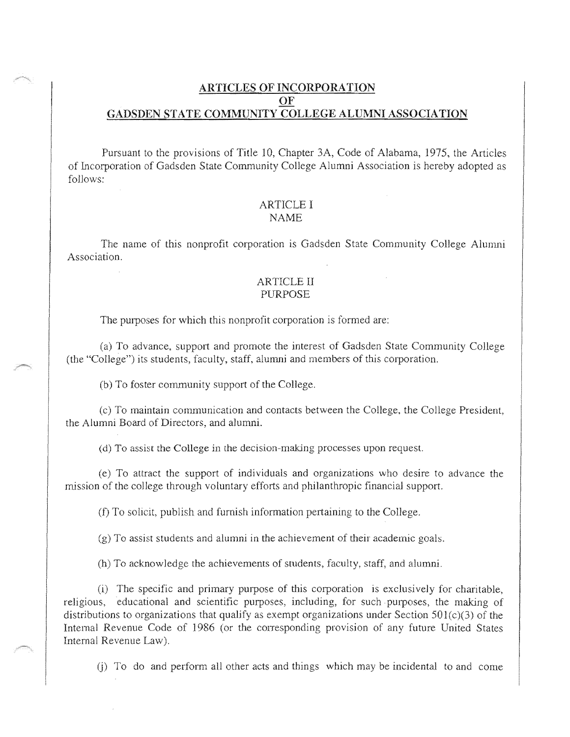# ARTICLES OF INCORPORATION OF GADSDEN STATE COMMUNITY COLLEGE ALUMNI ASSOCIATION

Pursuant to the provisions of Title 10, Chapter 3A, Code of Alabama, 1975, the Articles of Incorporation of Gadsden State Community College Alumni Association is hereby adopted as follows:

## ARTICLE I
## NAME

The name of this nonprofit corporation is Gadsden State Community College Alumni Association.

## ARTICLE II
## PURPOSE

The purposes for which this nonprofit corporation is formed are:

(a) To advance, support and promote the interest of Gadsden State Community College (the "College") its students, faculty, staff, alumni and members of this corporation.

(b) To foster community support of the College.

(c) To maintain communication and contacts between the College, the College President, the Alumni Board of Directors, and alumni.

(d) To assist the College in the decision-making processes upon request.

(e) To attract the support of individuals and organizations who desire to advance the mission of the college through voluntary efforts and philanthropic financial support.

(f) To solicit, publish and furnish information pertaining to the College.

(g) To assist students and alumni in the achievement of their academic goals.

(h) To acknowledge the achievements of students, faculty, staff, and alumni.

(i) The specific and primary purpose of this corporation is exclusively for charitable, religious, educational and scientific purposes, including, for such purposes, the making of distributions to organizations that qualify as exempt organizations under Section 501(c)(3) of the Internal Revenue Code of 1986 (or the corresponding provision of any future United States Internal Revenue Law).

(j) To do and perform all other acts and things which may be incidental to and come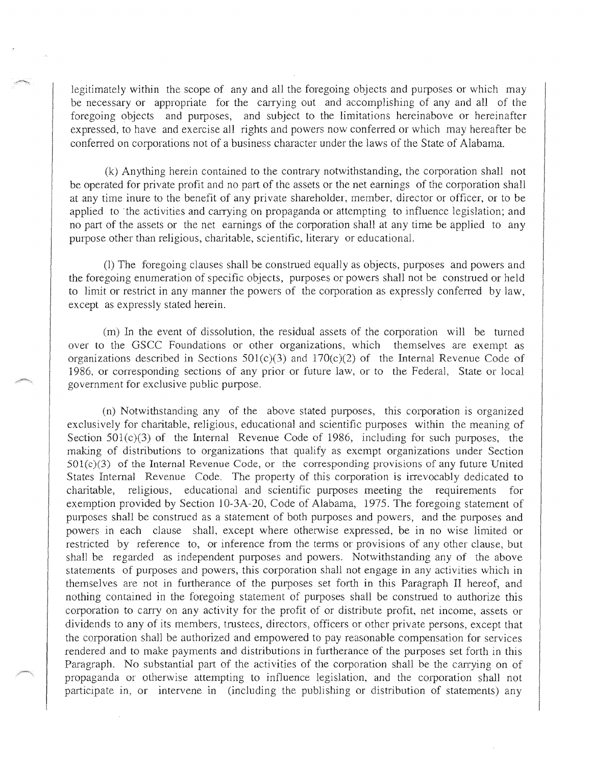legitimately within the scope of any and all the foregoing objects and purposes or which may be necessary or appropriate for the carrying out and accomplishing of any and all of the foregoing objects and purposes, and subject to the limitations hereinabove or hereinafter expressed, to have and exercise all rights and powers now conferred or which may hereafter be conferred on corporations not of a business character under the laws of the State of Alabama.

(k) Anything herein contained to the contrary notwithstanding, the corporation shall not be operated for private profit and no part of the assets or the net earnings of the corporation shall at any time inure to the benefit of any private shareholder, member, director or officer, or to be applied to the activities and carrying on propaganda or attempting to influence legislation; and no part of the assets or the net earnings of the corporation shall at any time be applied to any purpose other than religious, charitable, scientific, literary or educational.

(l) The foregoing clauses shall be construed equally as objects, purposes and powers and the foregoing enumeration of specific objects, purposes or powers shall not be construed or held to limit or restrict in any manner the powers of the corporation as expressly conferred by law, except as expressly stated herein.

(m) In the event of dissolution, the residual assets of the corporation will be turned over to the GSCC Foundations or other organizations, which themselves are exempt as organizations described in Sections 501(c)(3) and 170(c)(2) of the Internal Revenue Code of 1986, or corresponding sections of any prior or future law, or to the Federal, State or local government for exclusive public purpose.

(n) Notwithstanding any of the above stated purposes, this corporation is organized exclusively for charitable, religious, educational and scientific purposes within the meaning of Section 501(c)(3) of the Internal Revenue Code of 1986, including for such purposes, the making of distributions to organizations that qualify as exempt organizations under Section 501(c)(3) of the Internal Revenue Code, or the corresponding provisions of any future United States Internal Revenue Code. The property of this corporation is irrevocably dedicated to charitable, religious, educational and scientific purposes meeting the requirements for exemption provided by Section 10-3A-20, Code of Alabama, 1975. The foregoing statement of purposes shall be construed as a statement of both purposes and powers, and the purposes and powers in each clause shall, except where otherwise expressed, be in no wise limited or restricted by reference to, or inference from the terms or provisions of any other clause, but shall be regarded as independent purposes and powers. Notwithstanding any of the above statements of purposes and powers, this corporation shall not engage in any activities which in themselves are not in furtherance of the purposes set forth in this Paragraph II hereof, and nothing contained in the foregoing statement of purposes shall be construed to authorize this corporation to carry on any activity for the profit of or distribute profit, net income, assets or dividends to any of its members, trustees, directors, officers or other private persons, except that the corporation shall be authorized and empowered to pay reasonable compensation for services rendered and to make payments and distributions in furtherance of the purposes set forth in this Paragraph. No substantial part of the activities of the corporation shall be the carrying on of propaganda or otherwise attempting to influence legislation, and the corporation shall not participate in, or intervene in (including the publishing or distribution of statements) any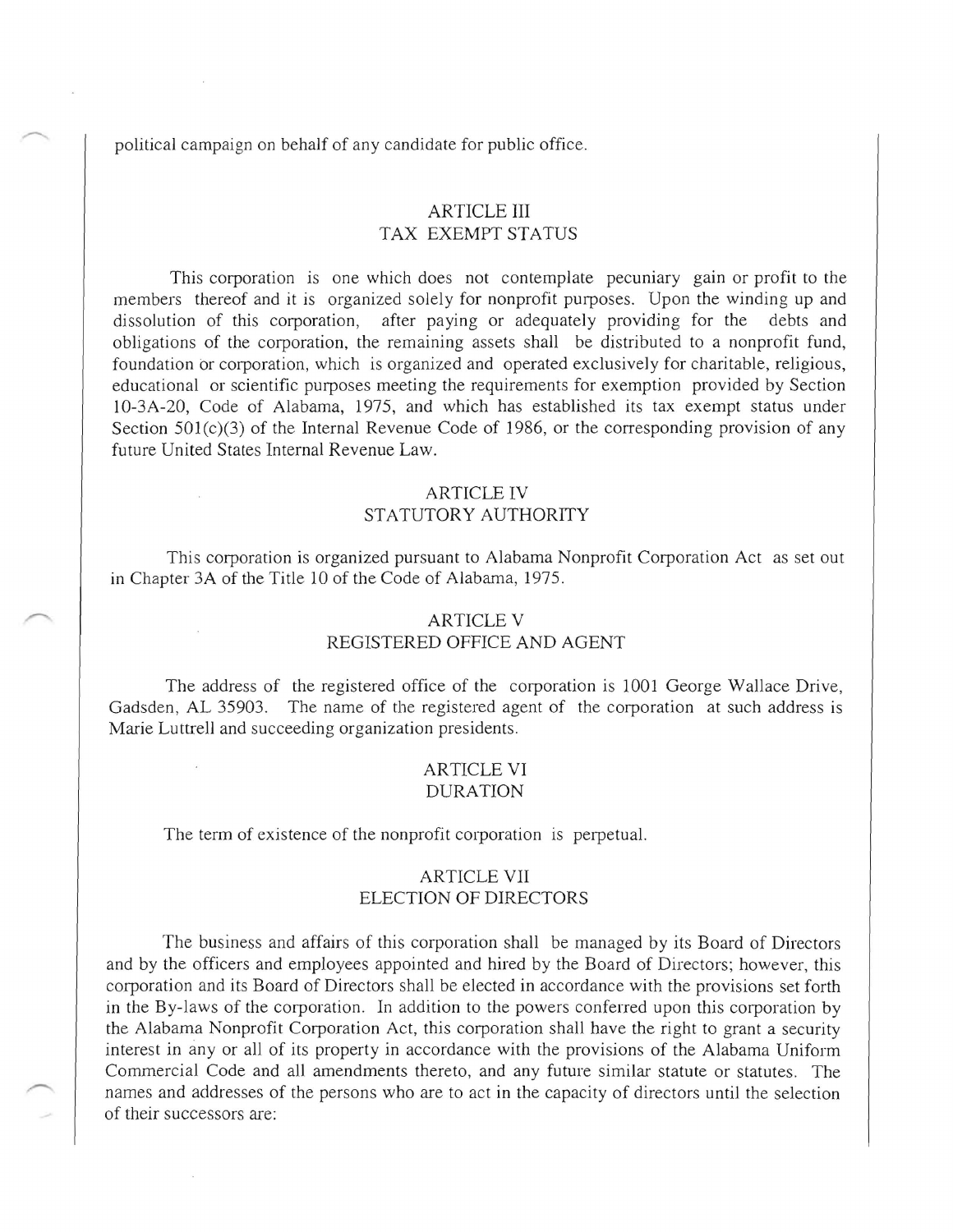political campaign on behalf of any candidate for public office.

## ARTICLE III
## TAX EXEMPT STATUS

This corporation is one which does not contemplate pecuniary gain or profit to the members thereof and it is organized solely for nonprofit purposes. Upon the winding up and dissolution of this corporation, after paying or adequately providing for the debts and obligations of the corporation, the remaining assets shall be distributed to a nonprofit fund, foundation or corporation, which is organized and operated exclusively for charitable, religious, educational or scientific purposes meeting the requirements for exemption provided by Section 10-3A-20, Code of Alabama, 1975, and which has established its tax exempt status under Section 501(c)(3) of the Internal Revenue Code of 1986, or the corresponding provision of any future United States Internal Revenue Law.

## ARTICLE IV
## STATUTORY AUTHORITY

This corporation is organized pursuant to Alabama Nonprofit Corporation Act as set out in Chapter 3A of the Title 10 of the Code of Alabama, 1975.

## ARTICLE V
## REGISTERED OFFICE AND AGENT

The address of the registered office of the corporation is 1001 George Wallace Drive, Gadsden, AL 35903. The name of the registered agent of the corporation at such address is Marie Luttrell and succeeding organization presidents.

## ARTICLE VI
## DURATION

The term of existence of the nonprofit corporation is perpetual.

## ARTICLE VII
## ELECTION OF DIRECTORS

The business and affairs of this corporation shall be managed by its Board of Directors and by the officers and employees appointed and hired by the Board of Directors; however, this corporation and its Board of Directors shall be elected in accordance with the provisions set forth in the By-laws of the corporation. In addition to the powers conferred upon this corporation by the Alabama Nonprofit Corporation Act, this corporation shall have the right to grant a security interest in any or all of its property in accordance with the provisions of the Alabama Uniform Commercial Code and all amendments thereto, and any future similar statute or statutes. The names and addresses of the persons who are to act in the capacity of directors until the selection of their successors are: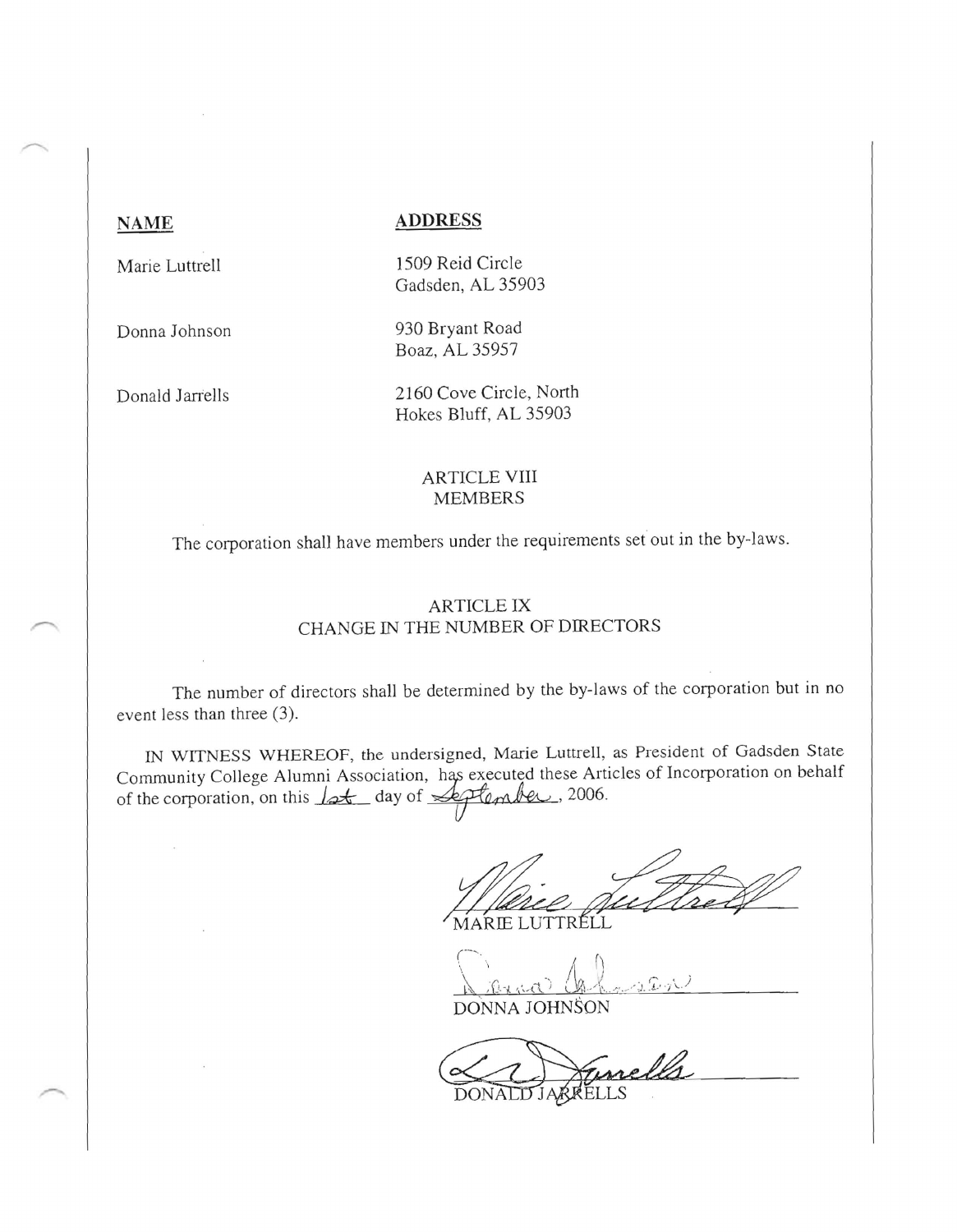| **NAME** | **ADDRESS** |
| --- | --- |
| Marie Luttrell | 1509 Reid Circle<br>Gadsden, AL 35903 |
| Donna Johnson | 930 Bryant Road<br>Boaz, AL 35957 |
| Donald Jarrells | 2160 Cove Circle, North<br>Hokes Bluff, AL 35903 |

## ARTICLE VIII
## MEMBERS

The corporation shall have members under the requirements set out in the by-laws.

## ARTICLE IX
## CHANGE IN THE NUMBER OF DIRECTORS

The number of directors shall be determined by the by-laws of the corporation but in no event less than three (3).

IN WITNESS WHEREOF, the undersigned, Marie Luttrell, as President of Gadsden State Community College Alumni Association, has executed these Articles of Incorporation on behalf of the corporation, on this 1st day of September, 2006.

MARIE LUTTRELL

DONNA JOHNSON

DONALD JARRELLS